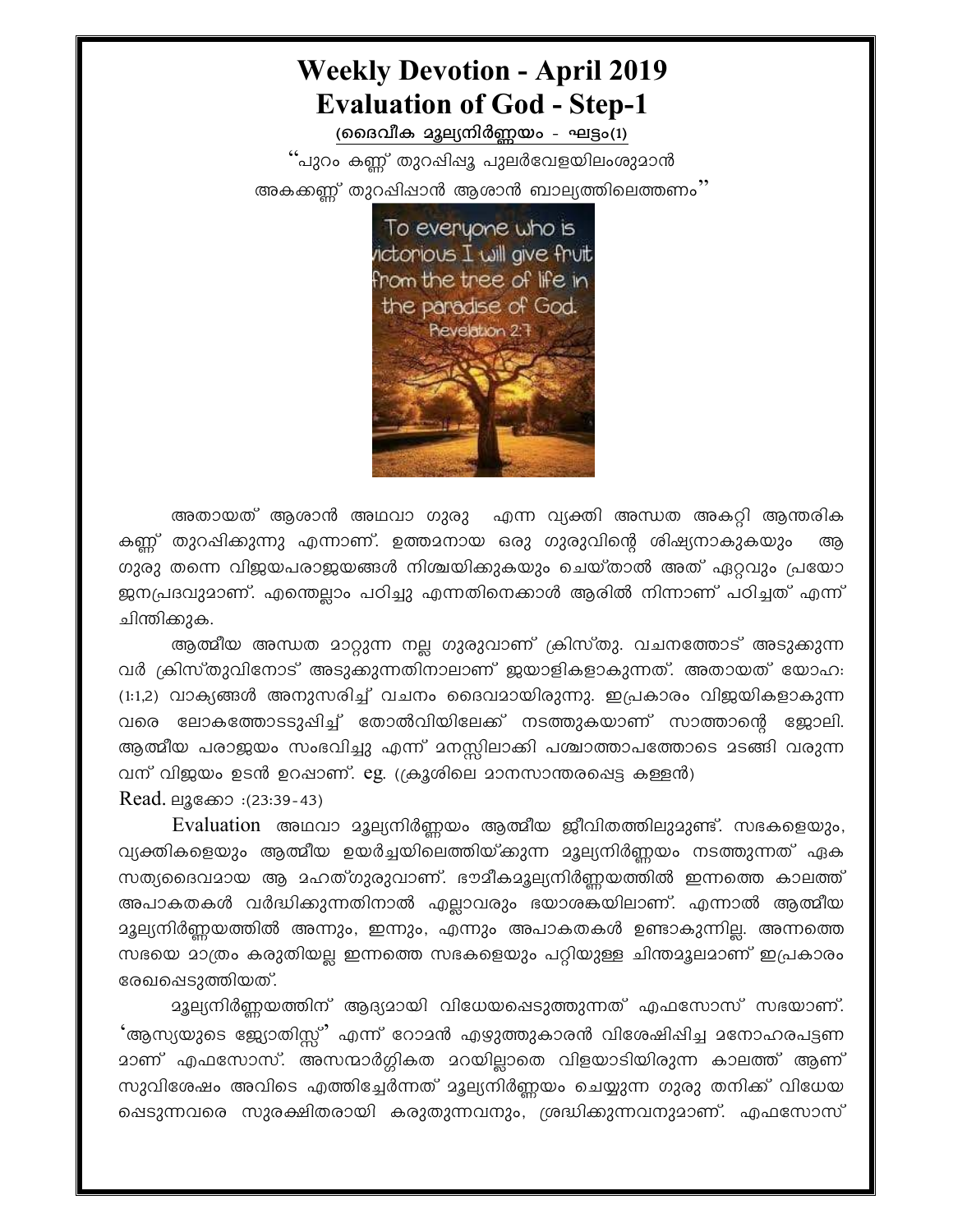# Weekly Devotion - April 2019
# Evaluation of God - Step-1

**(ദൈവീക മൂല്യനിർണ്ണയം - ഘട്ടം(1)**

"പുറം കണ്ണ് തുറപ്പിപ്പൂ പുലർവേളയിലംശുമാൻ
അകക്കണ്ണ് തുറപ്പിപ്പാൻ ആശാൻ ബാല്യത്തിലെത്തണം"

അതായത് ആശാൻ അഥവാ ഗുരു എന്ന വ്യക്തി അന്ധത അകറ്റി ആന്തരിക കണ്ണ് തുറപ്പിക്കുന്നു എന്നാണ്. ഉത്തമനായ ഒരു ഗുരുവിന്റെ ശിഷ്യനാകുകയും ആ ഗുരു തന്നെ വിജയപരാജയങ്ങൾ നിശ്ചയിക്കുകയും ചെയ്താൽ അത് ഏറ്റവും പ്രയോജനപ്രദവുമാണ്. എന്തെല്ലാം പഠിച്ചു എന്നതിനെക്കാൾ ആരിൽ നിന്നാണ് പഠിച്ചത് എന്ന് ചിന്തിക്കുക.

ആത്മീയ അന്ധത മാറ്റുന്ന നല്ല ഗുരുവാണ് ക്രിസ്തു. വചനത്തോട് അടുക്കുന്നവർ ക്രിസ്തുവിനോട് അടുക്കുന്നതിനാലാണ് ജയാളികളാകുന്നത്. അതായത് യോഹ: (1:1,2) വാക്യങ്ങൾ അനുസരിച്ച് വചനം ദൈവമായിരുന്നു. ഇപ്രകാരം വിജയികളാകുന്നവരെ ലോകത്തോടടുപ്പിച്ച് തോൽവിയിലേക്ക് നടത്തുകയാണ് സാത്താന്റെ ജോലി. ആത്മീയ പരാജയം സംഭവിച്ചു എന്ന് മനസ്സിലാക്കി പശ്ചാത്താപത്തോടെ മടങ്ങി വരുന്നവന് വിജയം ഉടൻ ഉറപ്പാണ്. eg. (ക്രൂശിലെ മാനസാന്തരപ്പെട്ട കള്ളൻ)

Read. ലൂക്കോ :(23:39-43)

Evaluation അഥവാ മൂല്യനിർണ്ണയം ആത്മീയ ജീവിതത്തിലുമുണ്ട്. സഭകളെയും, വ്യക്തികളെയും ആത്മീയ ഉയർച്ചയിലെത്തിയ്ക്കുന്ന മൂല്യനിർണ്ണയം നടത്തുന്നത് ഏക സത്യദൈവമായ ആ മഹത്ഗുരുവാണ്. ഭൗമീകമൂല്യനിർണ്ണയത്തിൽ ഇന്നത്തെ കാലത്ത് അപാകതകൾ വർദ്ധിക്കുന്നതിനാൽ എല്ലാവരും ഭയാശങ്കയിലാണ്. എന്നാൽ ആത്മീയ മൂല്യനിർണ്ണയത്തിൽ അന്നും, ഇന്നും, എന്നും അപാകതകൾ ഉണ്ടാകുന്നില്ല. അന്നത്തെ സഭയെ മാത്രം കരുതിയല്ല ഇന്നത്തെ സഭകളെയും പറ്റിയുള്ള ചിന്തമൂലമാണ് ഇപ്രകാരം രേഖപ്പെടുത്തിയത്.

മൂല്യനിർണ്ണയത്തിന് ആദ്യമായി വിധേയപ്പെടുത്തുന്നത് എഫസോസ് സഭയാണ്. 'ആസ്യയുടെ ജ്യോതിസ്സ്" എന്ന് റോമൻ എഴുത്തുകാരൻ വിശേഷിപ്പിച്ച മനോഹരപട്ടണമാണ് എഫസോസ്. അസന്മാർഗ്ഗികത മറയില്ലാതെ വിളയാടിയിരുന്ന കാലത്ത് ആണ് സുവിശേഷം അവിടെ എത്തിച്ചേർന്നത് മൂല്യനിർണ്ണയം ചെയ്യുന്ന ഗുരു തനിക്ക് വിധേയപ്പെടുന്നവരെ സുരക്ഷിതരായി കരുതുന്നവനും, ശ്രദ്ധിക്കുന്നവനുമാണ്. എഫസോസ്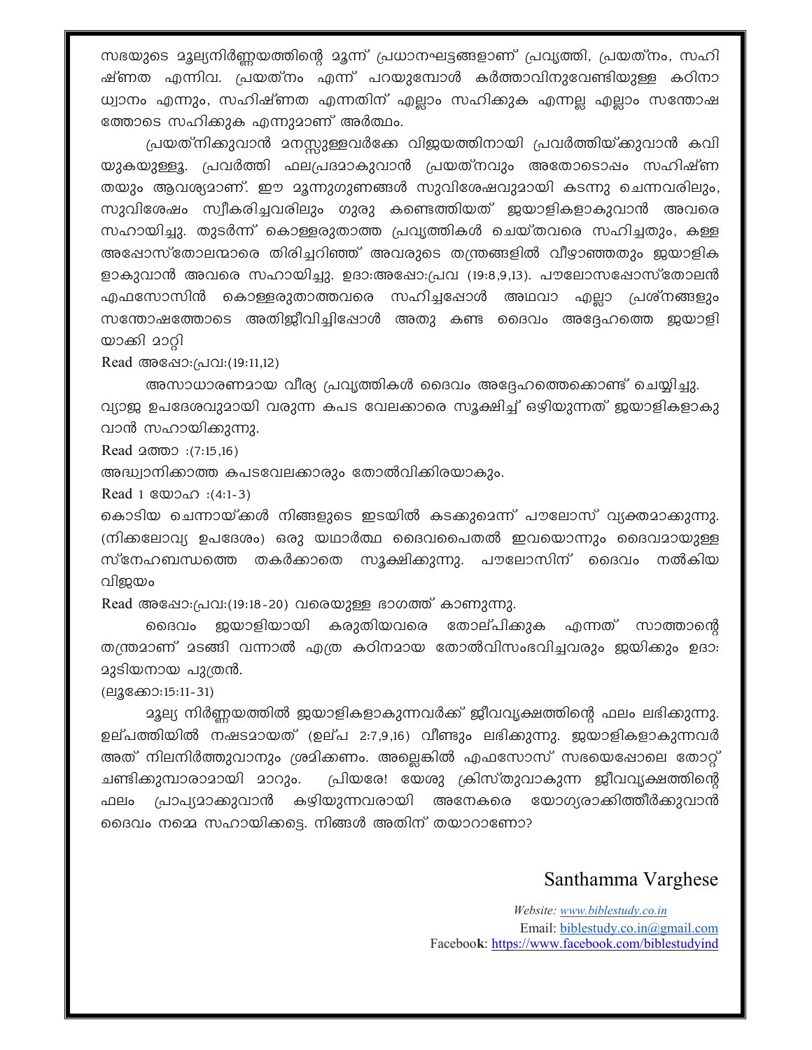സഭയുടെ മൂല്യനിർണ്ണയത്തിന്റെ മൂന്ന് പ്രധാനഘട്ടങ്ങളാണ് പ്രവൃത്തി, പ്രയത്നം, സഹിഷ്ണത എന്നിവ. പ്രയത്നം എന്ന് പറയുമ്പോൾ കർത്താവിനുവേണ്ടിയുള്ള കഠിനാധ്വാനം എന്നും, സഹിഷ്ണത എന്നതിന് എല്ലാം സഹിക്കുക എന്നല്ല എല്ലാം സന്തോഷത്തോടെ സഹിക്കുക എന്നുമാണ് അർത്ഥം.

പ്രയത്നിക്കുവാൻ മനസ്സുള്ളവർക്കേ വിജയത്തിനായി പ്രവർത്തിയ്ക്കുവാൻ കവിയുകയുള്ളൂ. പ്രവർത്തി ഫലപ്രദമാകുവാൻ പ്രയത്നവും അതോടൊപ്പം സഹിഷ്ണതയും ആവശ്യമാണ്. ഈ മൂന്നുഗുണങ്ങൾ സുവിശേഷവുമായി കടന്നു ചെന്നവരിലും, സുവിശേഷം സ്വീകരിച്ചവരിലും ഗുരു കണ്ടെത്തിയത് ജയാളികളാകുവാൻ അവരെ സഹായിച്ചു. തുടർന്ന് കൊള്ളരുതാത്ത പ്രവൃത്തികൾ ചെയ്തവരെ സഹിച്ചതും, കള്ള അപ്പോസ്തോലന്മാരെ തിരിച്ചറിഞ്ഞ് അവരുടെ തന്ത്രങ്ങളിൽ വീഴാഞ്ഞതും ജയാളികളാകുവാൻ അവരെ സഹായിച്ചു. ഉദാ:അപ്പോ:പ്രവ (19:8,9,13). പൗലോസപ്പോസ്തോലൻ എഫസോസിൻ കൊള്ളരുതാത്തവരെ സഹിച്ചപ്പോൾ അഥവാ എല്ലാ പ്രശ്നങ്ങളും സന്തോഷത്തോടെ അതിജീവിച്ചിപ്പോൾ അതു കണ്ട ദൈവം അദ്ദേഹത്തെ ജയാളിയാക്കി മാറ്റി

Read അപ്പോ:പ്രവ:(19:11,12)

അസാധാരണമായ വീര്യ പ്രവൃത്തികൾ ദൈവം അദ്ദേഹത്തെക്കൊണ്ട് ചെയ്യിച്ചു. വ്യാജ ഉപദേശവുമായി വരുന്ന കപട വേലക്കാരെ സൂക്ഷിച്ച് ഒഴിയുന്നത് ജയാളികളാകുവാൻ സഹായിക്കുന്നു.

Read മത്താ :(7:15,16)

അദ്ധ്വാനിക്കാത്ത കപടവേലക്കാരും തോൽവിക്കിരയാകും.

Read 1 യോഹ :(4:1-3)

കൊടിയ ചെന്നായ്ക്കൾ നിങ്ങളുടെ ഇടയിൽ കടക്കുമെന്ന് പൗലോസ് വ്യക്തമാക്കുന്നു. (നിക്കലോവ്യ ഉപദേശം) ഒരു യഥാർത്ഥ ദൈവപൈതൽ ഇവയൊന്നും ദൈവമായുള്ള സ്നേഹബന്ധത്തെ തകർക്കാതെ സൂക്ഷിക്കുന്നു. പൗലോസിന് ദൈവം നൽകിയ വിജയം

Read അപ്പോ:പ്രവ:(19:18-20) വരെയുള്ള ഭാഗത്ത് കാണുന്നു.

ദൈവം ജയാളിയായി കരുതിയവരെ തോല്പിക്കുക എന്നത് സാത്താന്റെ തന്ത്രമാണ് മടങ്ങി വന്നാൽ എത്ര കഠിനമായ തോൽവിസംഭവിച്ചവരും ജയിക്കും ഉദാ: മുടിയനായ പുത്രൻ.

(ലൂക്കോ:15:11-31)

മൂല്യ നിർണ്ണയത്തിൽ ജയാളികളാകുന്നവർക്ക് ജീവവൃക്ഷത്തിന്റെ ഫലം ലഭിക്കുന്നു. ഉല്പത്തിയിൽ നഷ്ടമായത് (ഉല്പ 2:7,9,16) വീണ്ടും ലഭിക്കുന്നു. ജയാളികളാകുന്നവർ അത് നിലനിർത്തുവാനും ശ്രമിക്കണം. അല്ലെങ്കിൽ എഫസോസ് സഭയെപ്പോലെ തോറ്റ് ചണ്ടിക്കുമ്പാരാമായി മാറും. പ്രിയരേ! യേശു ക്രിസ്തുവാകുന്ന ജീവവൃക്ഷത്തിന്റെ ഫലം പ്രാപ്യമാക്കുവാൻ കഴിയുന്നവരായി അനേകരെ യോഗ്യരാക്കിത്തീർക്കുവാൻ ദൈവം നമ്മെ സഹായിക്കട്ടെ. നിങ്ങൾ അതിന് തയാറാണോ?

Santhamma Varghese

*Website: www.biblestudy.co.in*
Email: biblestudy.co.in@gmail.com
Faceboo**k**: https://www.facebook.com/biblestudyind